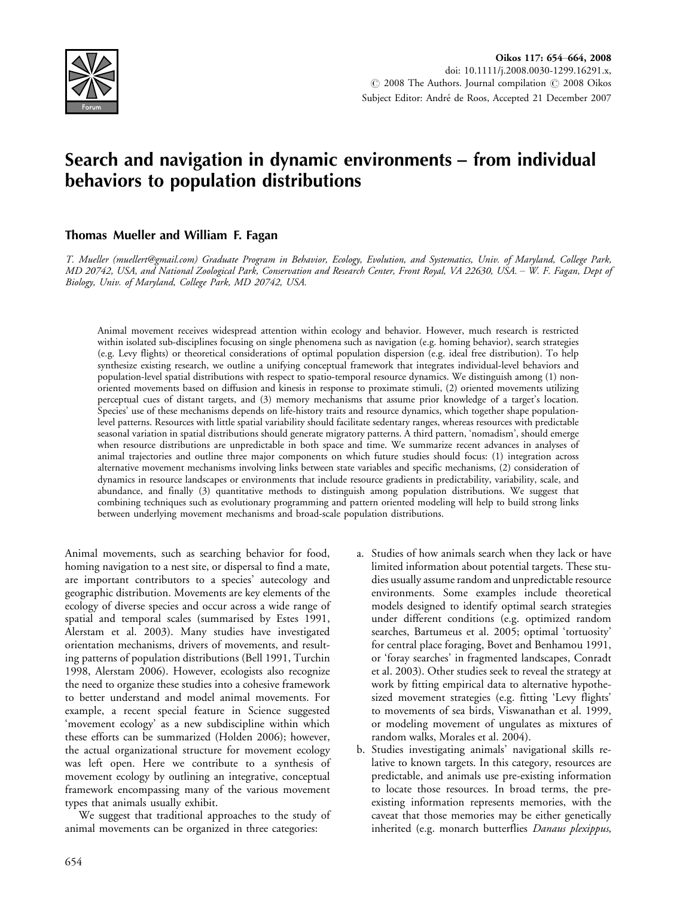Subject Editor: André de Roos, Accepted 21 December 2007

# Search and navigation in dynamic environments – from individual behaviors to population distributions

**Thomas Mueller and William F. Fagan**

*T. Mueller (muellert@gmail.com) Graduate Program in Behavior, Ecology, Evolution, and Systematics, Univ. of Maryland, College Park, MD 20742, USA, and National Zoological Park, Conservation and Research Center, Front Royal, VA 22630, USA. – W. F. Fagan, Dept of Biology, Univ. of Maryland, College Park, MD 20742, USA.*

Animal movement receives widespread attention within ecology and behavior. However, much research is restricted within isolated sub-disciplines focusing on single phenomena such as navigation (e.g. homing behavior), search strategies (e.g. Levy flights) or theoretical considerations of optimal population dispersion (e.g. ideal free distribution). To help synthesize existing research, we outline a unifying conceptual framework that integrates individual-level behaviors and population-level spatial distributions with respect to spatio-temporal resource dynamics. We distinguish among (1) non-oriented movements based on diffusion and kinesis in response to proximate stimuli, (2) oriented movements utilizing perceptual cues of distant targets, and (3) memory mechanisms that assume prior knowledge of a target's location. Species' use of these mechanisms depends on life-history traits and resource dynamics, which together shape population-level patterns. Resources with little spatial variability should facilitate sedentary ranges, whereas resources with predictable seasonal variation in spatial distributions should generate migratory patterns. A third pattern, 'nomadism', should emerge when resource distributions are unpredictable in both space and time. We summarize recent advances in analyses of animal trajectories and outline three major components on which future studies should focus: (1) integration across alternative movement mechanisms involving links between state variables and specific mechanisms, (2) consideration of dynamics in resource landscapes or environments that include resource gradients in predictability, variability, scale, and abundance, and finally (3) quantitative methods to distinguish among population distributions. We suggest that combining techniques such as evolutionary programming and pattern oriented modeling will help to build strong links between underlying movement mechanisms and broad-scale population distributions.

Animal movements, such as searching behavior for food, homing navigation to a nest site, or dispersal to find a mate, are important contributors to a species' autecology and geographic distribution. Movements are key elements of the ecology of diverse species and occur across a wide range of spatial and temporal scales (summarised by Estes 1991, Alerstam et al. 2003). Many studies have investigated orientation mechanisms, drivers of movements, and resulting patterns of population distributions (Bell 1991, Turchin 1998, Alerstam 2006). However, ecologists also recognize the need to organize these studies into a cohesive framework to better understand and model animal movements. For example, a recent special feature in Science suggested 'movement ecology' as a new subdiscipline within which these efforts can be summarized (Holden 2006); however, the actual organizational structure for movement ecology was left open. Here we contribute to a synthesis of movement ecology by outlining an integrative, conceptual framework encompassing many of the various movement types that animals usually exhibit.

We suggest that traditional approaches to the study of animal movements can be organized in three categories:

a. Studies of how animals search when they lack or have limited information about potential targets. These studies usually assume random and unpredictable resource environments. Some examples include theoretical models designed to identify optimal search strategies under different conditions (e.g. optimized random searches, Bartumeus et al. 2005; optimal 'tortuosity' for central place foraging, Bovet and Benhamou 1991, or 'foray searches' in fragmented landscapes, Conradt et al. 2003). Other studies seek to reveal the strategy at work by fitting empirical data to alternative hypothesized movement strategies (e.g. fitting 'Levy flights' to movements of sea birds, Viswanathan et al. 1999, or modeling movement of ungulates as mixtures of random walks, Morales et al. 2004).
b. Studies investigating animals' navigational skills relative to known targets. In this category, resources are predictable, and animals use pre-existing information to locate those resources. In broad terms, the pre-existing information represents memories, with the caveat that those memories may be either genetically inherited (e.g. monarch butterflies *Danaus plexippus*,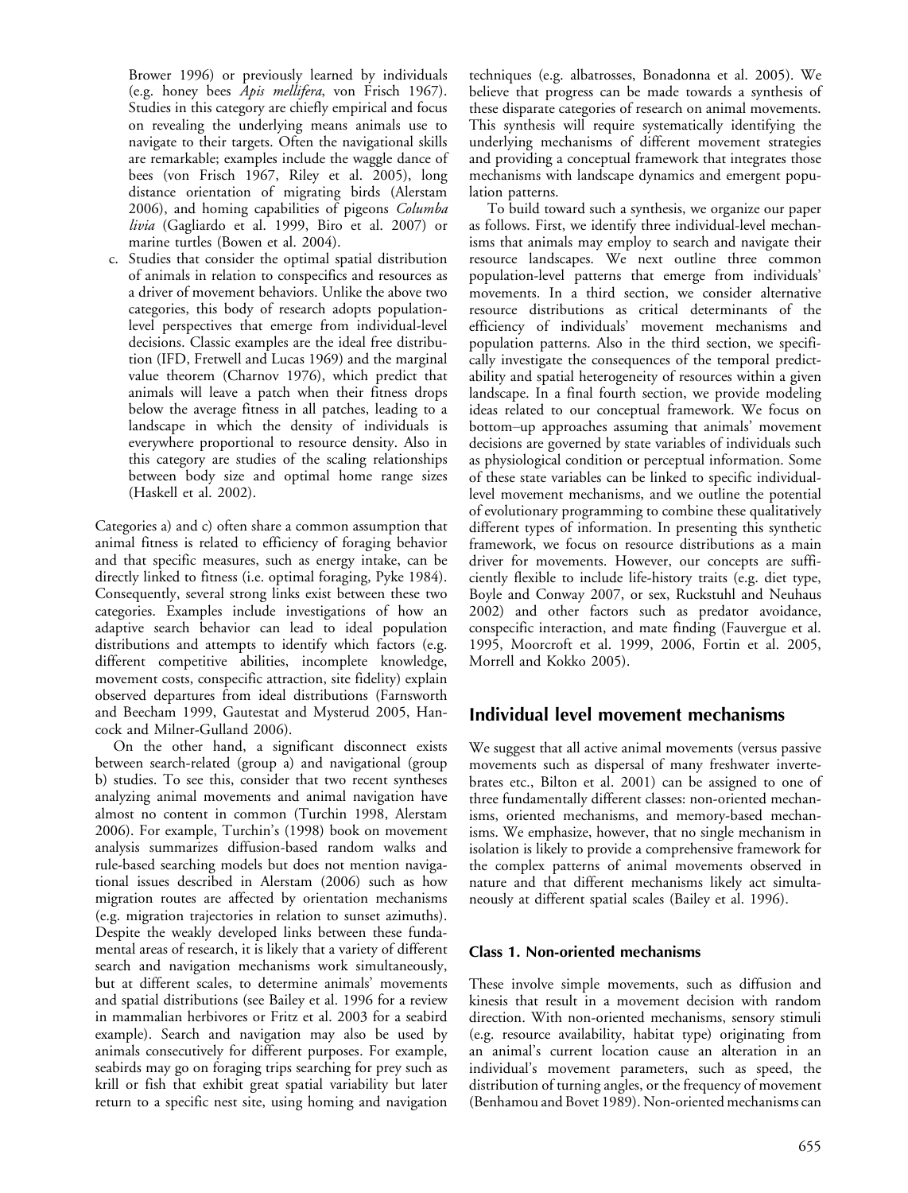Brower 1996) or previously learned by individuals (e.g. honey bees *Apis mellifera*, von Frisch 1967). Studies in this category are chiefly empirical and focus on revealing the underlying means animals use to navigate to their targets. Often the navigational skills are remarkable; examples include the waggle dance of bees (von Frisch 1967, Riley et al. 2005), long distance orientation of migrating birds (Alerstam 2006), and homing capabilities of pigeons *Columba livia* (Gagliardo et al. 1999, Biro et al. 2007) or marine turtles (Bowen et al. 2004).

c. Studies that consider the optimal spatial distribution of animals in relation to conspecifics and resources as a driver of movement behaviors. Unlike the above two categories, this body of research adopts population-level perspectives that emerge from individual-level decisions. Classic examples are the ideal free distribution (IFD, Fretwell and Lucas 1969) and the marginal value theorem (Charnov 1976), which predict that animals will leave a patch when their fitness drops below the average fitness in all patches, leading to a landscape in which the density of individuals is everywhere proportional to resource density. Also in this category are studies of the scaling relationships between body size and optimal home range sizes (Haskell et al. 2002).

Categories a) and c) often share a common assumption that animal fitness is related to efficiency of foraging behavior and that specific measures, such as energy intake, can be directly linked to fitness (i.e. optimal foraging, Pyke 1984). Consequently, several strong links exist between these two categories. Examples include investigations of how an adaptive search behavior can lead to ideal population distributions and attempts to identify which factors (e.g. different competitive abilities, incomplete knowledge, movement costs, conspecific attraction, site fidelity) explain observed departures from ideal distributions (Farnsworth and Beecham 1999, Gautestat and Mysterud 2005, Hancock and Milner-Gulland 2006).

On the other hand, a significant disconnect exists between search-related (group a) and navigational (group b) studies. To see this, consider that two recent syntheses analyzing animal movements and animal navigation have almost no content in common (Turchin 1998, Alerstam 2006). For example, Turchin's (1998) book on movement analysis summarizes diffusion-based random walks and rule-based searching models but does not mention navigational issues described in Alerstam (2006) such as how migration routes are affected by orientation mechanisms (e.g. migration trajectories in relation to sunset azimuths). Despite the weakly developed links between these fundamental areas of research, it is likely that a variety of different search and navigation mechanisms work simultaneously, but at different scales, to determine animals' movements and spatial distributions (see Bailey et al. 1996 for a review in mammalian herbivores or Fritz et al. 2003 for a seabird example). Search and navigation may also be used by animals consecutively for different purposes. For example, seabirds may go on foraging trips searching for prey such as krill or fish that exhibit great spatial variability but later return to a specific nest site, using homing and navigation techniques (e.g. albatrosses, Bonadonna et al. 2005). We believe that progress can be made towards a synthesis of these disparate categories of research on animal movements. This synthesis will require systematically identifying the underlying mechanisms of different movement strategies and providing a conceptual framework that integrates those mechanisms with landscape dynamics and emergent population patterns.

To build toward such a synthesis, we organize our paper as follows. First, we identify three individual-level mechanisms that animals may employ to search and navigate their resource landscapes. We next outline three common population-level patterns that emerge from individuals' movements. In a third section, we consider alternative resource distributions as critical determinants of the efficiency of individuals' movement mechanisms and population patterns. Also in the third section, we specifically investigate the consequences of the temporal predictability and spatial heterogeneity of resources within a given landscape. In a final fourth section, we provide modeling ideas related to our conceptual framework. We focus on bottom–up approaches assuming that animals' movement decisions are governed by state variables of individuals such as physiological condition or perceptual information. Some of these state variables can be linked to specific individual-level movement mechanisms, and we outline the potential of evolutionary programming to combine these qualitatively different types of information. In presenting this synthetic framework, we focus on resource distributions as a main driver for movements. However, our concepts are sufficiently flexible to include life-history traits (e.g. diet type, Boyle and Conway 2007, or sex, Ruckstuhl and Neuhaus 2002) and other factors such as predator avoidance, conspecific interaction, and mate finding (Fauvergue et al. 1995, Moorcroft et al. 1999, 2006, Fortin et al. 2005, Morrell and Kokko 2005).

## Individual level movement mechanisms

We suggest that all active animal movements (versus passive movements such as dispersal of many freshwater invertebrates etc., Bilton et al. 2001) can be assigned to one of three fundamentally different classes: non-oriented mechanisms, oriented mechanisms, and memory-based mechanisms. We emphasize, however, that no single mechanism in isolation is likely to provide a comprehensive framework for the complex patterns of animal movements observed in nature and that different mechanisms likely act simultaneously at different spatial scales (Bailey et al. 1996).

### Class 1. Non-oriented mechanisms

These involve simple movements, such as diffusion and kinesis that result in a movement decision with random direction. With non-oriented mechanisms, sensory stimuli (e.g. resource availability, habitat type) originating from an animal's current location cause an alteration in an individual's movement parameters, such as speed, the distribution of turning angles, or the frequency of movement (Benhamou and Bovet 1989). Non-oriented mechanisms can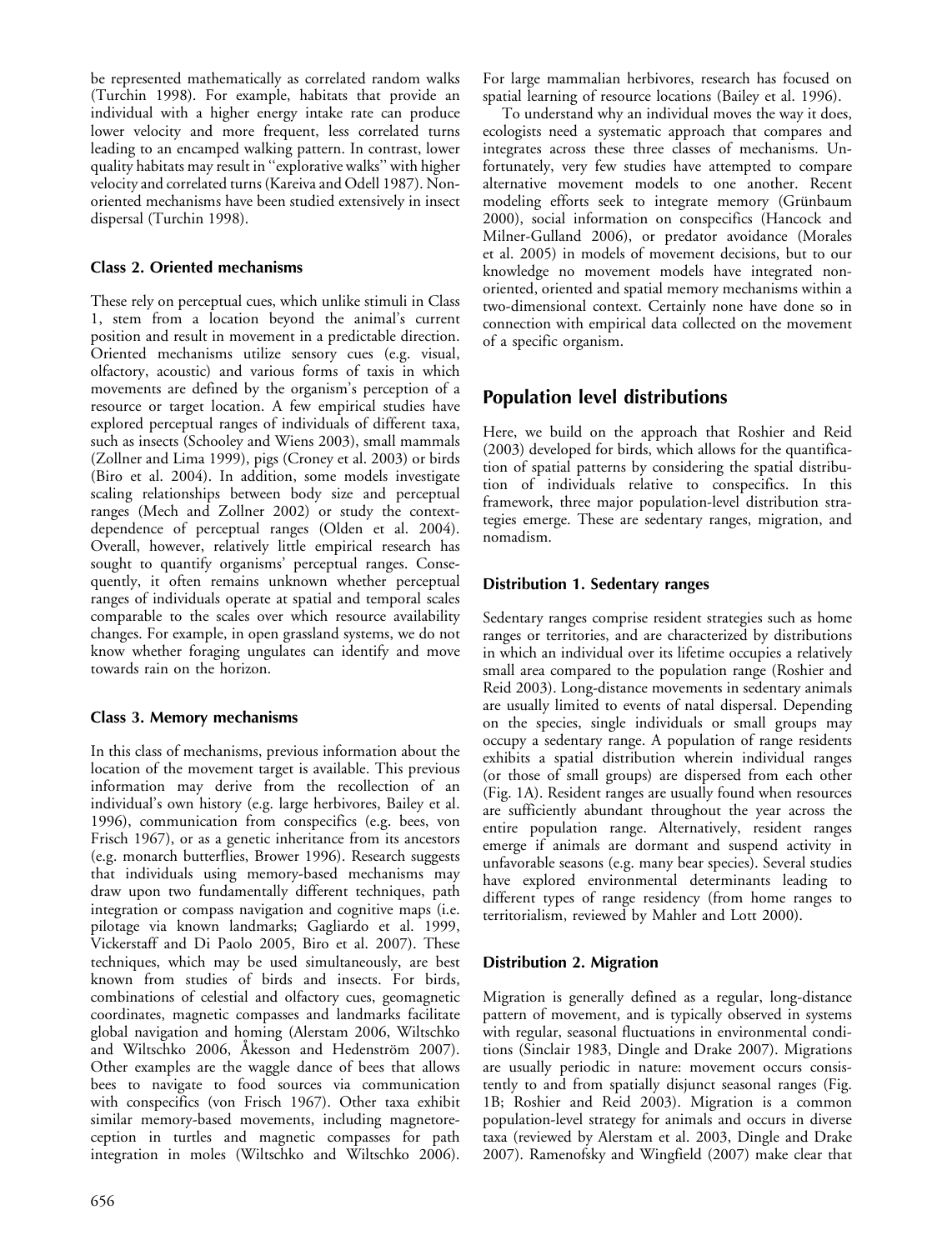be represented mathematically as correlated random walks (Turchin 1998). For example, habitats that provide an individual with a higher energy intake rate can produce lower velocity and more frequent, less correlated turns leading to an encamped walking pattern. In contrast, lower quality habitats may result in ''explorative walks'' with higher velocity and correlated turns (Kareiva and Odell 1987). Non-oriented mechanisms have been studied extensively in insect dispersal (Turchin 1998).

### Class 2. Oriented mechanisms

These rely on perceptual cues, which unlike stimuli in Class 1, stem from a location beyond the animal's current position and result in movement in a predictable direction. Oriented mechanisms utilize sensory cues (e.g. visual, olfactory, acoustic) and various forms of taxis in which movements are defined by the organism's perception of a resource or target location. A few empirical studies have explored perceptual ranges of individuals of different taxa, such as insects (Schooley and Wiens 2003), small mammals (Zollner and Lima 1999), pigs (Croney et al. 2003) or birds (Biro et al. 2004). In addition, some models investigate scaling relationships between body size and perceptual ranges (Mech and Zollner 2002) or study the context-dependence of perceptual ranges (Olden et al. 2004). Overall, however, relatively little empirical research has sought to quantify organisms' perceptual ranges. Consequently, it often remains unknown whether perceptual ranges of individuals operate at spatial and temporal scales comparable to the scales over which resource availability changes. For example, in open grassland systems, we do not know whether foraging ungulates can identify and move towards rain on the horizon.

### Class 3. Memory mechanisms

In this class of mechanisms, previous information about the location of the movement target is available. This previous information may derive from the recollection of an individual's own history (e.g. large herbivores, Bailey et al. 1996), communication from conspecifics (e.g. bees, von Frisch 1967), or as a genetic inheritance from its ancestors (e.g. monarch butterflies, Brower 1996). Research suggests that individuals using memory-based mechanisms may draw upon two fundamentally different techniques, path integration or compass navigation and cognitive maps (i.e. pilotage via known landmarks; Gagliardo et al. 1999, Vickerstaff and Di Paolo 2005, Biro et al. 2007). These techniques, which may be used simultaneously, are best known from studies of birds and insects. For birds, combinations of celestial and olfactory cues, geomagnetic coordinates, magnetic compasses and landmarks facilitate global navigation and homing (Alerstam 2006, Wiltschko and Wiltschko 2006, Åkesson and Hedenström 2007). Other examples are the waggle dance of bees that allows bees to navigate to food sources via communication with conspecifics (von Frisch 1967). Other taxa exhibit similar memory-based movements, including magnetoreception in turtles and magnetic compasses for path integration in moles (Wiltschko and Wiltschko 2006). For large mammalian herbivores, research has focused on spatial learning of resource locations (Bailey et al. 1996).

To understand why an individual moves the way it does, ecologists need a systematic approach that compares and integrates across these three classes of mechanisms. Unfortunately, very few studies have attempted to compare alternative movement models to one another. Recent modeling efforts seek to integrate memory (Grünbaum 2000), social information on conspecifics (Hancock and Milner-Gulland 2006), or predator avoidance (Morales et al. 2005) in models of movement decisions, but to our knowledge no movement models have integrated non-oriented, oriented and spatial memory mechanisms within a two-dimensional context. Certainly none have done so in connection with empirical data collected on the movement of a specific organism.

## Population level distributions

Here, we build on the approach that Roshier and Reid (2003) developed for birds, which allows for the quantification of spatial patterns by considering the spatial distribution of individuals relative to conspecifics. In this framework, three major population-level distribution strategies emerge. These are sedentary ranges, migration, and nomadism.

### Distribution 1. Sedentary ranges

Sedentary ranges comprise resident strategies such as home ranges or territories, and are characterized by distributions in which an individual over its lifetime occupies a relatively small area compared to the population range (Roshier and Reid 2003). Long-distance movements in sedentary animals are usually limited to events of natal dispersal. Depending on the species, single individuals or small groups may occupy a sedentary range. A population of range residents exhibits a spatial distribution wherein individual ranges (or those of small groups) are dispersed from each other (Fig. 1A). Resident ranges are usually found when resources are sufficiently abundant throughout the year across the entire population range. Alternatively, resident ranges emerge if animals are dormant and suspend activity in unfavorable seasons (e.g. many bear species). Several studies have explored environmental determinants leading to different types of range residency (from home ranges to territorialism, reviewed by Mahler and Lott 2000).

### Distribution 2. Migration

Migration is generally defined as a regular, long-distance pattern of movement, and is typically observed in systems with regular, seasonal fluctuations in environmental conditions (Sinclair 1983, Dingle and Drake 2007). Migrations are usually periodic in nature: movement occurs consistently to and from spatially disjunct seasonal ranges (Fig. 1B; Roshier and Reid 2003). Migration is a common population-level strategy for animals and occurs in diverse taxa (reviewed by Alerstam et al. 2003, Dingle and Drake 2007). Ramenofsky and Wingfield (2007) make clear that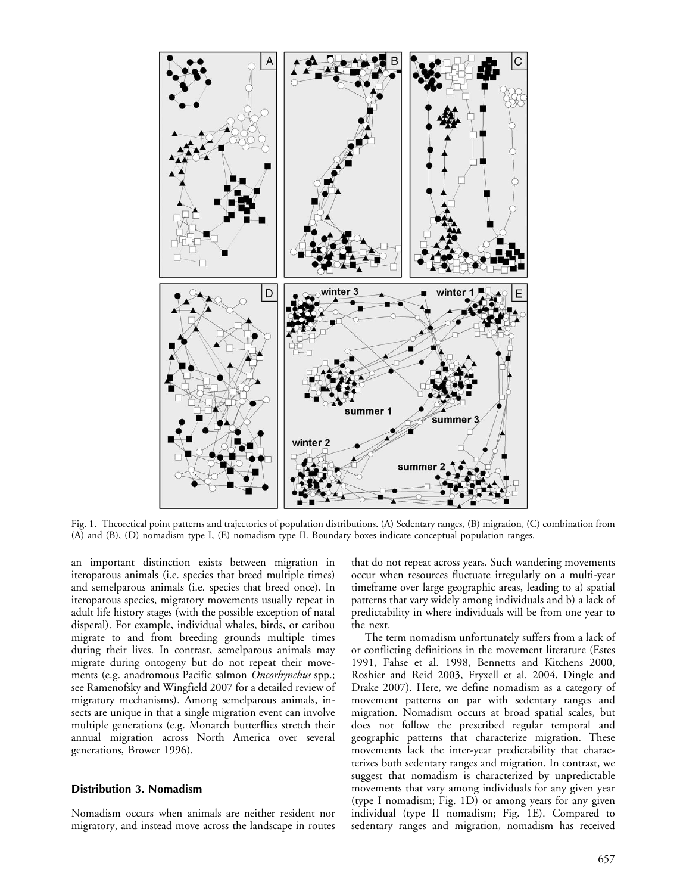Fig. 1. Theoretical point patterns and trajectories of population distributions. (A) Sedentary ranges, (B) migration, (C) combination from (A) and (B), (D) nomadism type I, (E) nomadism type II. Boundary boxes indicate conceptual population ranges.

an important distinction exists between migration in iteroparous animals (i.e. species that breed multiple times) and semelparous animals (i.e. species that breed once). In iteroparous species, migratory movements usually repeat in adult life history stages (with the possible exception of natal disperal). For example, individual whales, birds, or caribou migrate to and from breeding grounds multiple times during their lives. In contrast, semelparous animals may migrate during ontogeny but do not repeat their movements (e.g. anadromous Pacific salmon *Oncorhynchus* spp.; see Ramenofsky and Wingfield 2007 for a detailed review of migratory mechanisms). Among semelparous animals, insects are unique in that a single migration event can involve multiple generations (e.g. Monarch butterflies stretch their annual migration across North America over several generations, Brower 1996).

### Distribution 3. Nomadism

Nomadism occurs when animals are neither resident nor migratory, and instead move across the landscape in routes that do not repeat across years. Such wandering movements occur when resources fluctuate irregularly on a multi-year timeframe over large geographic areas, leading to a) spatial patterns that vary widely among individuals and b) a lack of predictability in where individuals will be from one year to the next.

The term nomadism unfortunately suffers from a lack of or conflicting definitions in the movement literature (Estes 1991, Fahse et al. 1998, Bennetts and Kitchens 2000, Roshier and Reid 2003, Fryxell et al. 2004, Dingle and Drake 2007). Here, we define nomadism as a category of movement patterns on par with sedentary ranges and migration. Nomadism occurs at broad spatial scales, but does not follow the prescribed regular temporal and geographic patterns that characterize migration. These movements lack the inter-year predictability that characterizes both sedentary ranges and migration. In contrast, we suggest that nomadism is characterized by unpredictable movements that vary among individuals for any given year (type I nomadism; Fig. 1D) or among years for any given individual (type II nomadism; Fig. 1E). Compared to sedentary ranges and migration, nomadism has received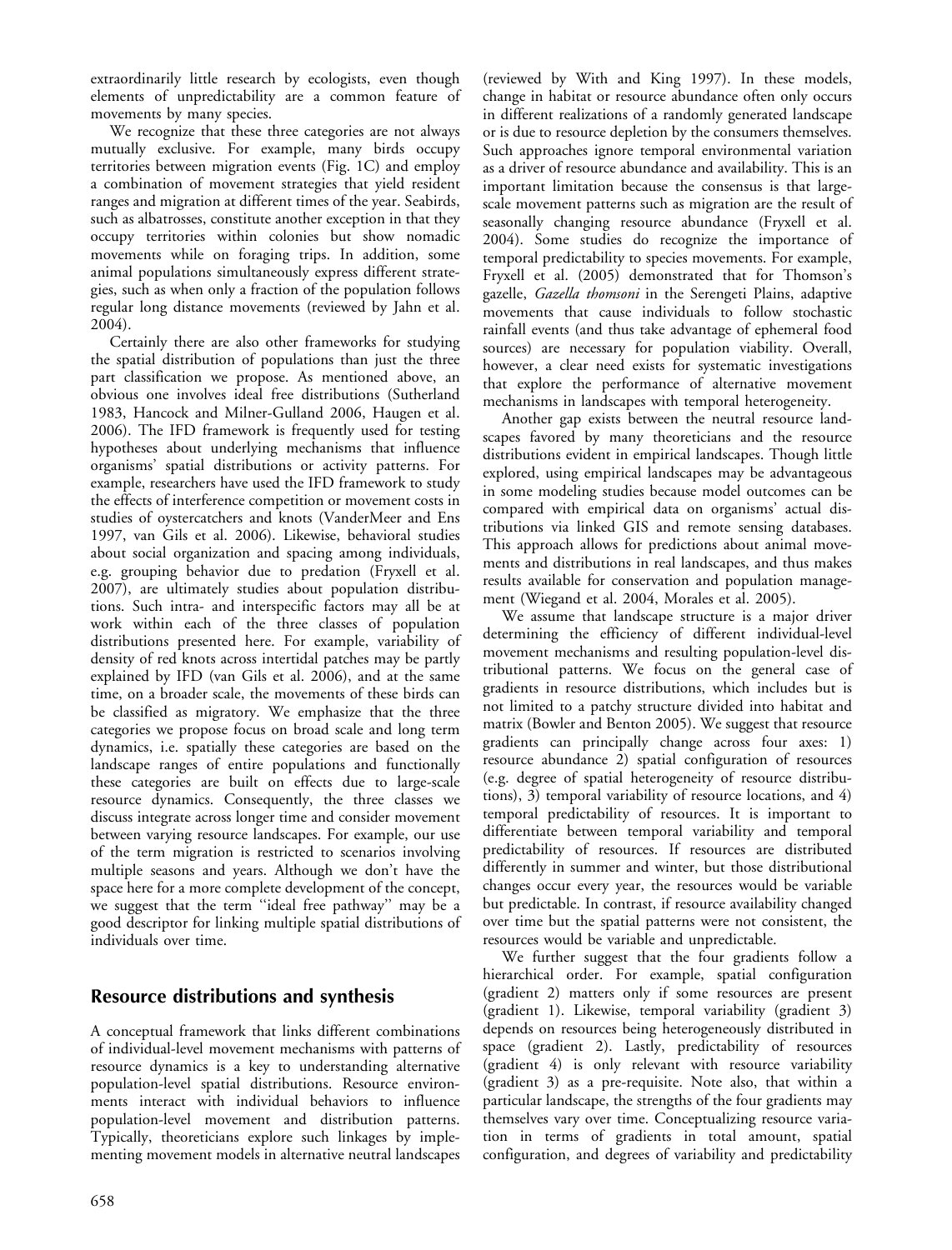extraordinarily little research by ecologists, even though elements of unpredictability are a common feature of movements by many species.

We recognize that these three categories are not always mutually exclusive. For example, many birds occupy territories between migration events (Fig. 1C) and employ a combination of movement strategies that yield resident ranges and migration at different times of the year. Seabirds, such as albatrosses, constitute another exception in that they occupy territories within colonies but show nomadic movements while on foraging trips. In addition, some animal populations simultaneously express different strategies, such as when only a fraction of the population follows regular long distance movements (reviewed by Jahn et al. 2004).

Certainly there are also other frameworks for studying the spatial distribution of populations than just the three part classification we propose. As mentioned above, an obvious one involves ideal free distributions (Sutherland 1983, Hancock and Milner-Gulland 2006, Haugen et al. 2006). The IFD framework is frequently used for testing hypotheses about underlying mechanisms that influence organisms' spatial distributions or activity patterns. For example, researchers have used the IFD framework to study the effects of interference competition or movement costs in studies of oystercatchers and knots (VanderMeer and Ens 1997, van Gils et al. 2006). Likewise, behavioral studies about social organization and spacing among individuals, e.g. grouping behavior due to predation (Fryxell et al. 2007), are ultimately studies about population distributions. Such intra- and interspecific factors may all be at work within each of the three classes of population distributions presented here. For example, variability of density of red knots across intertidal patches may be partly explained by IFD (van Gils et al. 2006), and at the same time, on a broader scale, the movements of these birds can be classified as migratory. We emphasize that the three categories we propose focus on broad scale and long term dynamics, i.e. spatially these categories are based on the landscape ranges of entire populations and functionally these categories are built on effects due to large-scale resource dynamics. Consequently, the three classes we discuss integrate across longer time and consider movement between varying resource landscapes. For example, our use of the term migration is restricted to scenarios involving multiple seasons and years. Although we don't have the space here for a more complete development of the concept, we suggest that the term ''ideal free pathway'' may be a good descriptor for linking multiple spatial distributions of individuals over time.

## Resource distributions and synthesis

A conceptual framework that links different combinations of individual-level movement mechanisms with patterns of resource dynamics is a key to understanding alternative population-level spatial distributions. Resource environments interact with individual behaviors to influence population-level movement and distribution patterns. Typically, theoreticians explore such linkages by implementing movement models in alternative neutral landscapes (reviewed by With and King 1997). In these models, change in habitat or resource abundance often only occurs in different realizations of a randomly generated landscape or is due to resource depletion by the consumers themselves. Such approaches ignore temporal environmental variation as a driver of resource abundance and availability. This is an important limitation because the consensus is that large-scale movement patterns such as migration are the result of seasonally changing resource abundance (Fryxell et al. 2004). Some studies do recognize the importance of temporal predictability to species movements. For example, Fryxell et al. (2005) demonstrated that for Thomson's gazelle, *Gazella thomsoni* in the Serengeti Plains, adaptive movements that cause individuals to follow stochastic rainfall events (and thus take advantage of ephemeral food sources) are necessary for population viability. Overall, however, a clear need exists for systematic investigations that explore the performance of alternative movement mechanisms in landscapes with temporal heterogeneity.

Another gap exists between the neutral resource landscapes favored by many theoreticians and the resource distributions evident in empirical landscapes. Though little explored, using empirical landscapes may be advantageous in some modeling studies because model outcomes can be compared with empirical data on organisms' actual distributions via linked GIS and remote sensing databases. This approach allows for predictions about animal movements and distributions in real landscapes, and thus makes results available for conservation and population management (Wiegand et al. 2004, Morales et al. 2005).

We assume that landscape structure is a major driver determining the efficiency of different individual-level movement mechanisms and resulting population-level distributional patterns. We focus on the general case of gradients in resource distributions, which includes but is not limited to a patchy structure divided into habitat and matrix (Bowler and Benton 2005). We suggest that resource gradients can principally change across four axes: 1) resource abundance 2) spatial configuration of resources (e.g. degree of spatial heterogeneity of resource distributions), 3) temporal variability of resource locations, and 4) temporal predictability of resources. It is important to differentiate between temporal variability and temporal predictability of resources. If resources are distributed differently in summer and winter, but those distributional changes occur every year, the resources would be variable but predictable. In contrast, if resource availability changed over time but the spatial patterns were not consistent, the resources would be variable and unpredictable.

We further suggest that the four gradients follow a hierarchical order. For example, spatial configuration (gradient 2) matters only if some resources are present (gradient 1). Likewise, temporal variability (gradient 3) depends on resources being heterogeneously distributed in space (gradient 2). Lastly, predictability of resources (gradient 4) is only relevant with resource variability (gradient 3) as a pre-requisite. Note also, that within a particular landscape, the strengths of the four gradients may themselves vary over time. Conceptualizing resource variation in terms of gradients in total amount, spatial configuration, and degrees of variability and predictability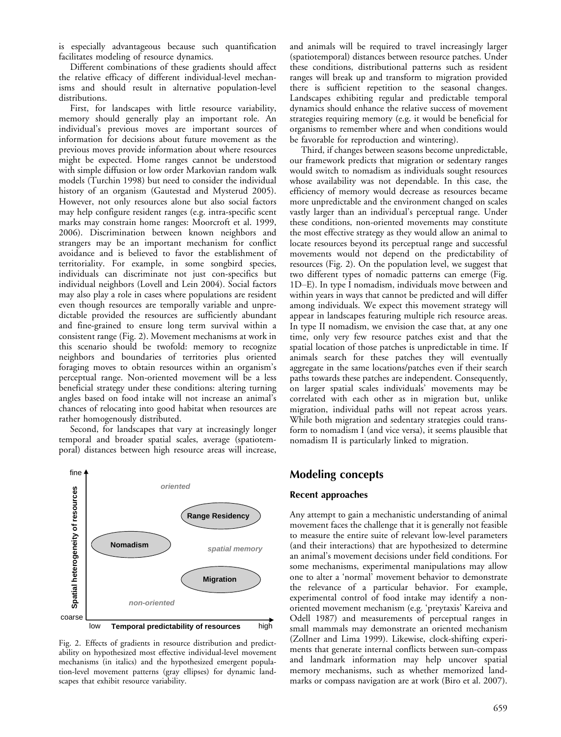is especially advantageous because such quantification facilitates modeling of resource dynamics.

Different combinations of these gradients should affect the relative efficacy of different individual-level mechanisms and should result in alternative population-level distributions.

First, for landscapes with little resource variability, memory should generally play an important role. An individual's previous moves are important sources of information for decisions about future movement as the previous moves provide information about where resources might be expected. Home ranges cannot be understood with simple diffusion or low order Markovian random walk models (Turchin 1998) but need to consider the individual history of an organism (Gautestad and Mysterud 2005). However, not only resources alone but also social factors may help configure resident ranges (e.g. intra-specific scent marks may constrain home ranges: Moorcroft et al. 1999, 2006). Discrimination between known neighbors and strangers may be an important mechanism for conflict avoidance and is believed to favor the establishment of territoriality. For example, in some songbird species, individuals can discriminate not just con-specifics but individual neighbors (Lovell and Lein 2004). Social factors may also play a role in cases where populations are resident even though resources are temporally variable and unpredictable provided the resources are sufficiently abundant and fine-grained to ensure long term survival within a consistent range (Fig. 2). Movement mechanisms at work in this scenario should be twofold: memory to recognize neighbors and boundaries of territories plus oriented foraging moves to obtain resources within an organism's perceptual range. Non-oriented movement will be a less beneficial strategy under these conditions: altering turning angles based on food intake will not increase an animal's chances of relocating into good habitat when resources are rather homogenously distributed.

Second, for landscapes that vary at increasingly longer temporal and broader spatial scales, average (spatiotemporal) distances between high resource areas will increase, and animals will be required to travel increasingly larger (spatiotemporal) distances between resource patches. Under these conditions, distributional patterns such as resident ranges will break up and transform to migration provided there is sufficient repetition to the seasonal changes. Landscapes exhibiting regular and predictable temporal dynamics should enhance the relative success of movement strategies requiring memory (e.g. it would be beneficial for organisms to remember where and when conditions would be favorable for reproduction and wintering).

Third, if changes between seasons become unpredictable, our framework predicts that migration or sedentary ranges would switch to nomadism as individuals sought resources whose availability was not dependable. In this case, the efficiency of memory would decrease as resources became more unpredictable and the environment changed on scales vastly larger than an individual's perceptual range. Under these conditions, non-oriented movements may constitute the most effective strategy as they would allow an animal to locate resources beyond its perceptual range and successful movements would not depend on the predictability of resources (Fig. 2). On the population level, we suggest that two different types of nomadic patterns can emerge (Fig. 1D–E). In type I nomadism, individuals move between and within years in ways that cannot be predicted and will differ among individuals. We expect this movement strategy will appear in landscapes featuring multiple rich resource areas. In type II nomadism, we envision the case that, at any one time, only very few resource patches exist and that the spatial location of those patches is unpredictable in time. If animals search for these patches they will eventually aggregate in the same locations/patches even if their search paths towards these patches are independent. Consequently, on larger spatial scales individuals' movements may be correlated with each other as in migration but, unlike migration, individual paths will not repeat across years. While both migration and sedentary strategies could transform to nomadism I (and vice versa), it seems plausible that nomadism II is particularly linked to migration.

fine
coarse
Spatial heterogeneity of resources
low
Temporal predictability of resources
high
oriented
Range Residency
Nomadism
spatial memory
Migration
non-oriented

Fig. 2. Effects of gradients in resource distribution and predictability on hypothesized most effective individual-level movement mechanisms (in italics) and the hypothesized emergent population-level movement patterns (gray ellipses) for dynamic landscapes that exhibit resource variability.

## Modeling concepts

### Recent approaches

Any attempt to gain a mechanistic understanding of animal movement faces the challenge that it is generally not feasible to measure the entire suite of relevant low-level parameters (and their interactions) that are hypothesized to determine an animal's movement decisions under field conditions. For some mechanisms, experimental manipulations may allow one to alter a 'normal' movement behavior to demonstrate the relevance of a particular behavior. For example, experimental control of food intake may identify a non-oriented movement mechanism (e.g. 'preytaxis' Kareiva and Odell 1987) and measurements of perceptual ranges in small mammals may demonstrate an oriented mechanism (Zollner and Lima 1999). Likewise, clock-shifting experiments that generate internal conflicts between sun-compass and landmark information may help uncover spatial memory mechanisms, such as whether memorized landmarks or compass navigation are at work (Biro et al. 2007).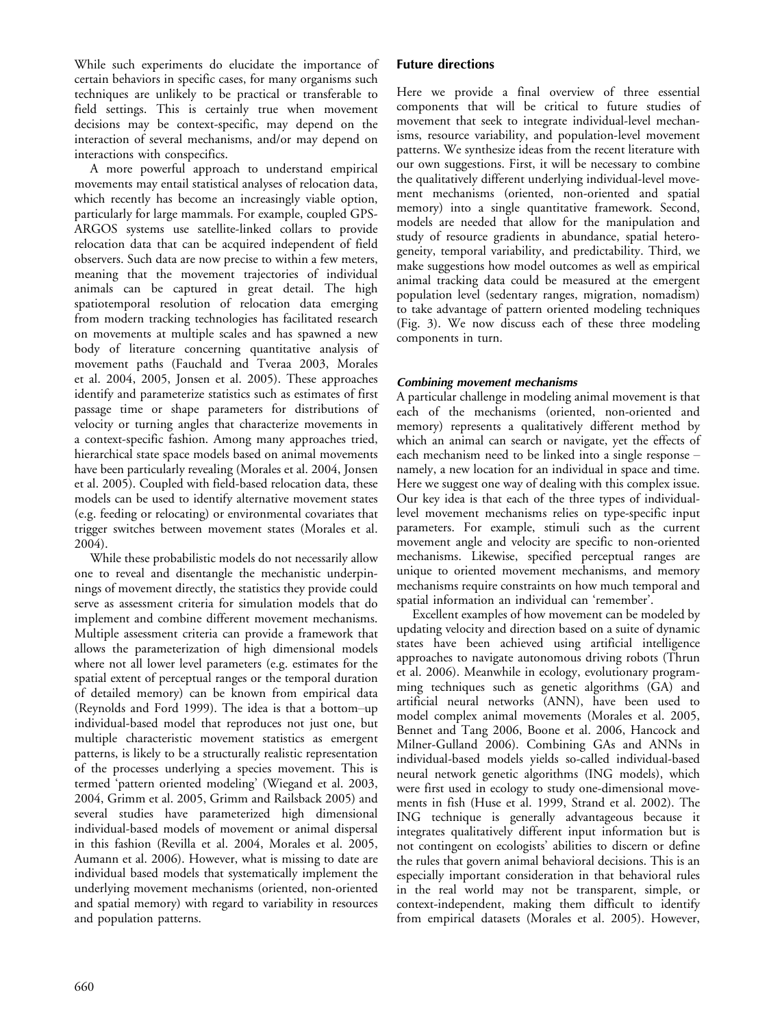While such experiments do elucidate the importance of certain behaviors in specific cases, for many organisms such techniques are unlikely to be practical or transferable to field settings. This is certainly true when movement decisions may be context-specific, may depend on the interaction of several mechanisms, and/or may depend on interactions with conspecifics.

A more powerful approach to understand empirical movements may entail statistical analyses of relocation data, which recently has become an increasingly viable option, particularly for large mammals. For example, coupled GPS-ARGOS systems use satellite-linked collars to provide relocation data that can be acquired independent of field observers. Such data are now precise to within a few meters, meaning that the movement trajectories of individual animals can be captured in great detail. The high spatiotemporal resolution of relocation data emerging from modern tracking technologies has facilitated research on movements at multiple scales and has spawned a new body of literature concerning quantitative analysis of movement paths (Fauchald and Tveraa 2003, Morales et al. 2004, 2005, Jonsen et al. 2005). These approaches identify and parameterize statistics such as estimates of first passage time or shape parameters for distributions of velocity or turning angles that characterize movements in a context-specific fashion. Among many approaches tried, hierarchical state space models based on animal movements have been particularly revealing (Morales et al. 2004, Jonsen et al. 2005). Coupled with field-based relocation data, these models can be used to identify alternative movement states (e.g. feeding or relocating) or environmental covariates that trigger switches between movement states (Morales et al. 2004).

While these probabilistic models do not necessarily allow one to reveal and disentangle the mechanistic underpinnings of movement directly, the statistics they provide could serve as assessment criteria for simulation models that do implement and combine different movement mechanisms. Multiple assessment criteria can provide a framework that allows the parameterization of high dimensional models where not all lower level parameters (e.g. estimates for the spatial extent of perceptual ranges or the temporal duration of detailed memory) can be known from empirical data (Reynolds and Ford 1999). The idea is that a bottom–up individual-based model that reproduces not just one, but multiple characteristic movement statistics as emergent patterns, is likely to be a structurally realistic representation of the processes underlying a species movement. This is termed 'pattern oriented modeling' (Wiegand et al. 2003, 2004, Grimm et al. 2005, Grimm and Railsback 2005) and several studies have parameterized high dimensional individual-based models of movement or animal dispersal in this fashion (Revilla et al. 2004, Morales et al. 2005, Aumann et al. 2006). However, what is missing to date are individual based models that systematically implement the underlying movement mechanisms (oriented, non-oriented and spatial memory) with regard to variability in resources and population patterns.

## Future directions

Here we provide a final overview of three essential components that will be critical to future studies of movement that seek to integrate individual-level mechanisms, resource variability, and population-level movement patterns. We synthesize ideas from the recent literature with our own suggestions. First, it will be necessary to combine the qualitatively different underlying individual-level movement mechanisms (oriented, non-oriented and spatial memory) into a single quantitative framework. Second, models are needed that allow for the manipulation and study of resource gradients in abundance, spatial heterogeneity, temporal variability, and predictability. Third, we make suggestions how model outcomes as well as empirical animal tracking data could be measured at the emergent population level (sedentary ranges, migration, nomadism) to take advantage of pattern oriented modeling techniques (Fig. 3). We now discuss each of these three modeling components in turn.

### *Combining movement mechanisms*

A particular challenge in modeling animal movement is that each of the mechanisms (oriented, non-oriented and memory) represents a qualitatively different method by which an animal can search or navigate, yet the effects of each mechanism need to be linked into a single response – namely, a new location for an individual in space and time. Here we suggest one way of dealing with this complex issue. Our key idea is that each of the three types of individual-level movement mechanisms relies on type-specific input parameters. For example, stimuli such as the current movement angle and velocity are specific to non-oriented mechanisms. Likewise, specified perceptual ranges are unique to oriented movement mechanisms, and memory mechanisms require constraints on how much temporal and spatial information an individual can 'remember'.

Excellent examples of how movement can be modeled by updating velocity and direction based on a suite of dynamic states have been achieved using artificial intelligence approaches to navigate autonomous driving robots (Thrun et al. 2006). Meanwhile in ecology, evolutionary programming techniques such as genetic algorithms (GA) and artificial neural networks (ANN), have been used to model complex animal movements (Morales et al. 2005, Bennet and Tang 2006, Boone et al. 2006, Hancock and Milner-Gulland 2006). Combining GAs and ANNs in individual-based models yields so-called individual-based neural network genetic algorithms (ING models), which were first used in ecology to study one-dimensional movements in fish (Huse et al. 1999, Strand et al. 2002). The ING technique is generally advantageous because it integrates qualitatively different input information but is not contingent on ecologists' abilities to discern or define the rules that govern animal behavioral decisions. This is an especially important consideration in that behavioral rules in the real world may not be transparent, simple, or context-independent, making them difficult to identify from empirical datasets (Morales et al. 2005). However,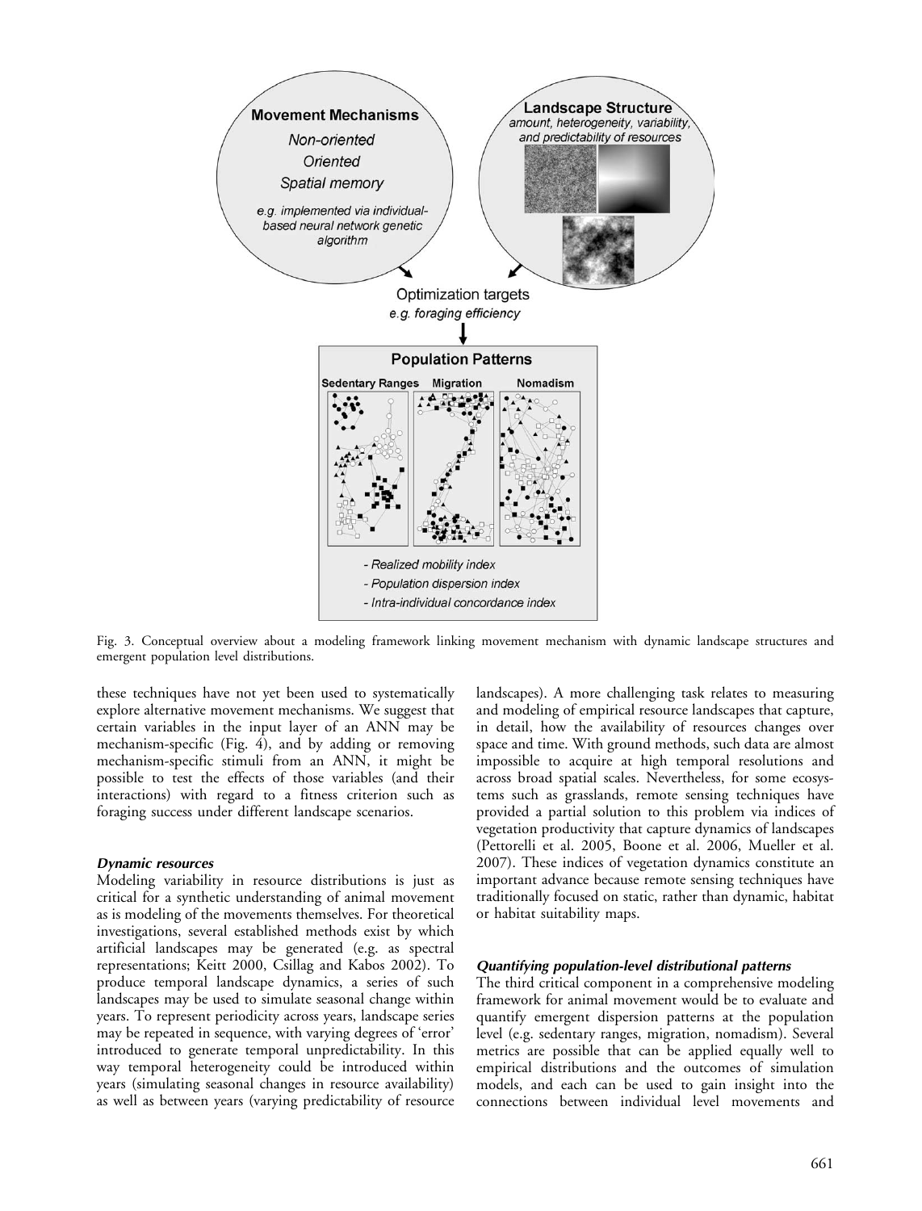**Movement Mechanisms**

*Non-oriented*

*Oriented*

*Spatial memory*

*e.g. implemented via individual-based neural network genetic algorithm*

**Landscape Structure**

*amount, heterogeneity, variability, and predictability of resources*

Optimization targets

*e.g. foraging efficiency*

**Population Patterns**

Sedentary Ranges | Migration | Nomadism

- Realized mobility index
- Population dispersion index
- Intra-individual concordance index

Fig. 3. Conceptual overview about a modeling framework linking movement mechanism with dynamic landscape structures and emergent population level distributions.

these techniques have not yet been used to systematically explore alternative movement mechanisms. We suggest that certain variables in the input layer of an ANN may be mechanism-specific (Fig. 4), and by adding or removing mechanism-specific stimuli from an ANN, it might be possible to test the effects of those variables (and their interactions) with regard to a fitness criterion such as foraging success under different landscape scenarios.

### *Dynamic resources*

Modeling variability in resource distributions is just as critical for a synthetic understanding of animal movement as is modeling of the movements themselves. For theoretical investigations, several established methods exist by which artificial landscapes may be generated (e.g. as spectral representations; Keitt 2000, Csillag and Kabos 2002). To produce temporal landscape dynamics, a series of such landscapes may be used to simulate seasonal change within years. To represent periodicity across years, landscape series may be repeated in sequence, with varying degrees of 'error' introduced to generate temporal unpredictability. In this way temporal heterogeneity could be introduced within years (simulating seasonal changes in resource availability) as well as between years (varying predictability of resource landscapes). A more challenging task relates to measuring and modeling of empirical resource landscapes that capture, in detail, how the availability of resources changes over space and time. With ground methods, such data are almost impossible to acquire at high temporal resolutions and across broad spatial scales. Nevertheless, for some ecosystems such as grasslands, remote sensing techniques have provided a partial solution to this problem via indices of vegetation productivity that capture dynamics of landscapes (Pettorelli et al. 2005, Boone et al. 2006, Mueller et al. 2007). These indices of vegetation dynamics constitute an important advance because remote sensing techniques have traditionally focused on static, rather than dynamic, habitat or habitat suitability maps.

### *Quantifying population-level distributional patterns*

The third critical component in a comprehensive modeling framework for animal movement would be to evaluate and quantify emergent dispersion patterns at the population level (e.g. sedentary ranges, migration, nomadism). Several metrics are possible that can be applied equally well to empirical distributions and the outcomes of simulation models, and each can be used to gain insight into the connections between individual level movements and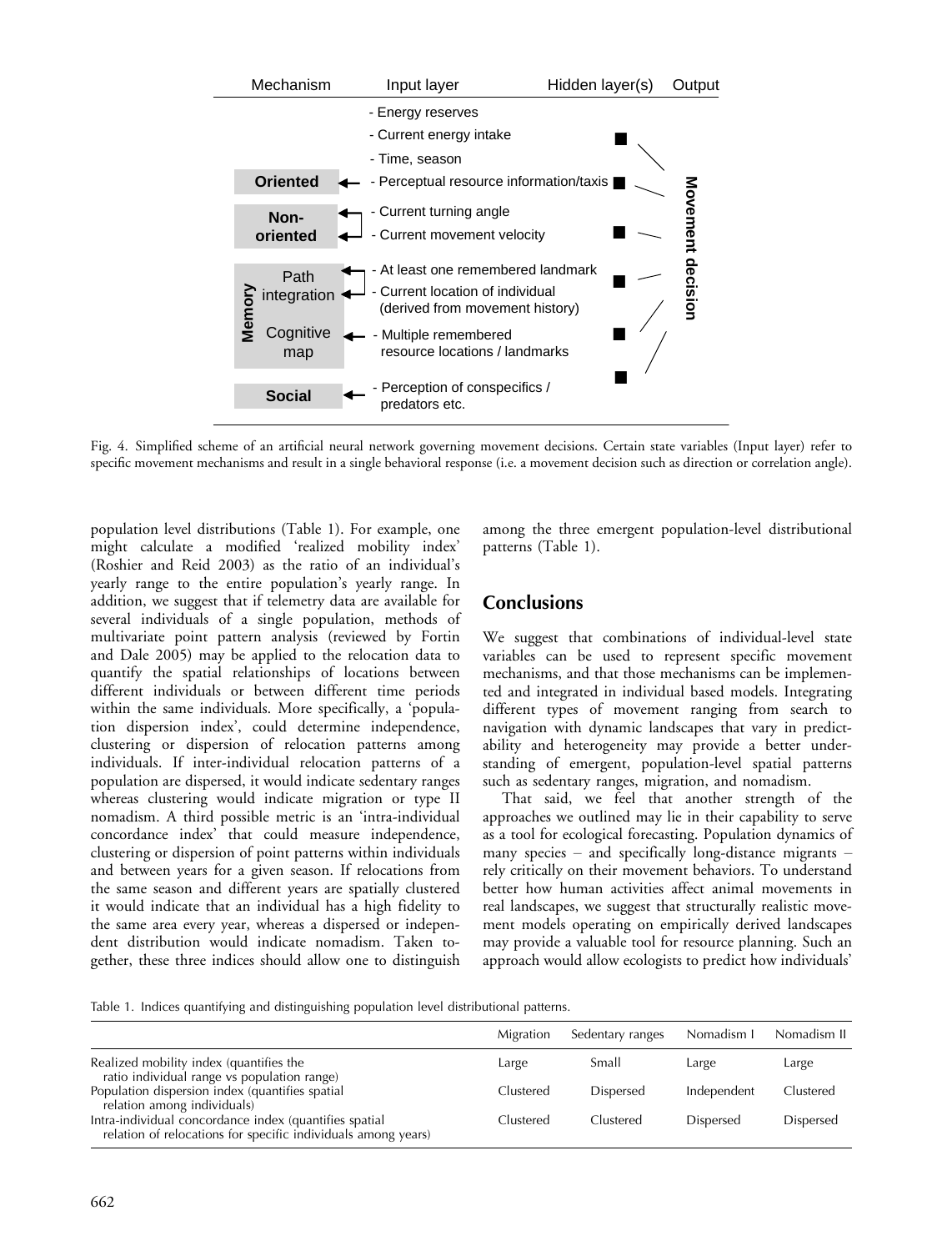Mechanism

Input layer

Hidden layer(s)

Output

- Energy reserves
- Current energy intake
- Time, season

Oriented ← - Perceptual resource information/taxis

Non-oriented ← - Current turning angle
- Current movement velocity

Memory

Path integration ← - At least one remembered landmark
- Current location of individual (derived from movement history)

Cognitive map ← - Multiple remembered resource locations / landmarks

Social ← - Perception of conspecifics / predators etc.

Movement decision

Fig. 4. Simplified scheme of an artificial neural network governing movement decisions. Certain state variables (Input layer) refer to specific movement mechanisms and result in a single behavioral response (i.e. a movement decision such as direction or correlation angle).

population level distributions (Table 1). For example, one might calculate a modified 'realized mobility index' (Roshier and Reid 2003) as the ratio of an individual's yearly range to the entire population's yearly range. In addition, we suggest that if telemetry data are available for several individuals of a single population, methods of multivariate point pattern analysis (reviewed by Fortin and Dale 2005) may be applied to the relocation data to quantify the spatial relationships of locations between different individuals or between different time periods within the same individuals. More specifically, a 'population dispersion index', could determine independence, clustering or dispersion of relocation patterns among individuals. If inter-individual relocation patterns of a population are dispersed, it would indicate sedentary ranges whereas clustering would indicate migration or type II nomadism. A third possible metric is an 'intra-individual concordance index' that could measure independence, clustering or dispersion of point patterns within individuals and between years for a given season. If relocations from the same season and different years are spatially clustered it would indicate that an individual has a high fidelity to the same area every year, whereas a dispersed or independent distribution would indicate nomadism. Taken together, these three indices should allow one to distinguish among the three emergent population-level distributional patterns (Table 1).

## Conclusions

We suggest that combinations of individual-level state variables can be used to represent specific movement mechanisms, and that those mechanisms can be implemented and integrated in individual based models. Integrating different types of movement ranging from search to navigation with dynamic landscapes that vary in predictability and heterogeneity may provide a better understanding of emergent, population-level spatial patterns such as sedentary ranges, migration, and nomadism.

That said, we feel that another strength of the approaches we outlined may lie in their capability to serve as a tool for ecological forecasting. Population dynamics of many species – and specifically long-distance migrants – rely critically on their movement behaviors. To understand better how human activities affect animal movements in real landscapes, we suggest that structurally realistic movement models operating on empirically derived landscapes may provide a valuable tool for resource planning. Such an approach would allow ecologists to predict how individuals'

Table 1. Indices quantifying and distinguishing population level distributional patterns.

| | Migration | Sedentary ranges | Nomadism I | Nomadism II |
|---|---|---|---|---|
| Realized mobility index (quantifies the ratio individual range vs population range) | Large | Small | Large | Large |
| Population dispersion index (quantifies spatial relation among individuals) | Clustered | Dispersed | Independent | Clustered |
| Intra-individual concordance index (quantifies spatial relation of relocations for specific individuals among years) | Clustered | Clustered | Dispersed | Dispersed |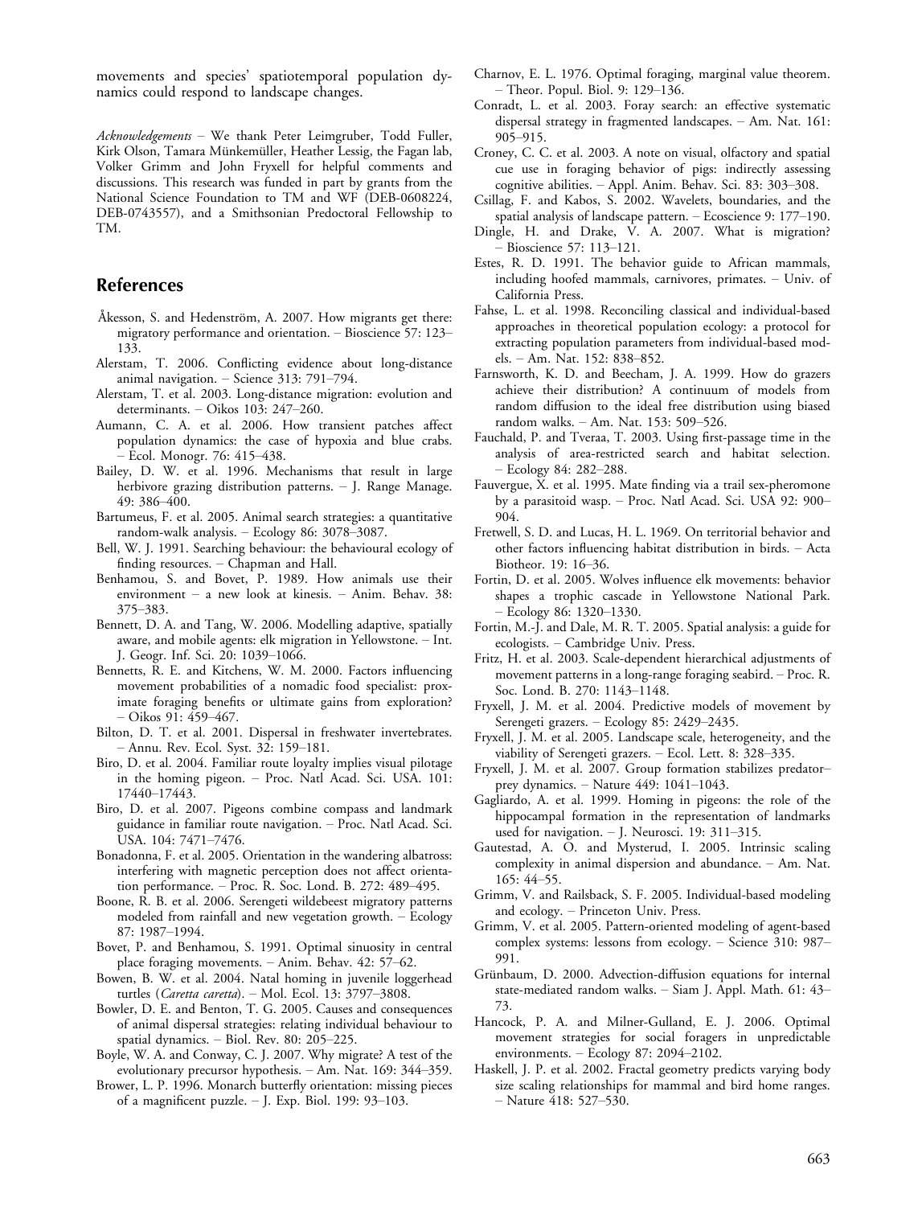movements and species' spatiotemporal population dynamics could respond to landscape changes.

*Acknowledgements* – We thank Peter Leimgruber, Todd Fuller, Kirk Olson, Tamara Münkemüller, Heather Lessig, the Fagan lab, Volker Grimm and John Fryxell for helpful comments and discussions. This research was funded in part by grants from the National Science Foundation to TM and WF (DEB-0608224, DEB-0743557), and a Smithsonian Predoctoral Fellowship to TM.

## References

Åkesson, S. and Hedenström, A. 2007. How migrants get there: migratory performance and orientation. – Bioscience 57: 123–133.

Alerstam, T. 2006. Conflicting evidence about long-distance animal navigation. – Science 313: 791–794.

Alerstam, T. et al. 2003. Long-distance migration: evolution and determinants. – Oikos 103: 247–260.

Aumann, C. A. et al. 2006. How transient patches affect population dynamics: the case of hypoxia and blue crabs. – Ecol. Monogr. 76: 415–438.

Bailey, D. W. et al. 1996. Mechanisms that result in large herbivore grazing distribution patterns. – J. Range Manage. 49: 386–400.

Bartumeus, F. et al. 2005. Animal search strategies: a quantitative random-walk analysis. – Ecology 86: 3078–3087.

Bell, W. J. 1991. Searching behaviour: the behavioural ecology of finding resources. – Chapman and Hall.

Benhamou, S. and Bovet, P. 1989. How animals use their environment – a new look at kinesis. – Anim. Behav. 38: 375–383.

Bennett, D. A. and Tang, W. 2006. Modelling adaptive, spatially aware, and mobile agents: elk migration in Yellowstone. – Int. J. Geogr. Inf. Sci. 20: 1039–1066.

Bennetts, R. E. and Kitchens, W. M. 2000. Factors influencing movement probabilities of a nomadic food specialist: proximate foraging benefits or ultimate gains from exploration? – Oikos 91: 459–467.

Bilton, D. T. et al. 2001. Dispersal in freshwater invertebrates. – Annu. Rev. Ecol. Syst. 32: 159–181.

Biro, D. et al. 2004. Familiar route loyalty implies visual pilotage in the homing pigeon. – Proc. Natl Acad. Sci. USA. 101: 17440–17443.

Biro, D. et al. 2007. Pigeons combine compass and landmark guidance in familiar route navigation. – Proc. Natl Acad. Sci. USA. 104: 7471–7476.

Bonadonna, F. et al. 2005. Orientation in the wandering albatross: interfering with magnetic perception does not affect orientation performance. – Proc. R. Soc. Lond. B. 272: 489–495.

Boone, R. B. et al. 2006. Serengeti wildebeest migratory patterns modeled from rainfall and new vegetation growth. – Ecology 87: 1987–1994.

Bovet, P. and Benhamou, S. 1991. Optimal sinuosity in central place foraging movements. – Anim. Behav. 42: 57–62.

Bowen, B. W. et al. 2004. Natal homing in juvenile loggerhead turtles (*Caretta caretta*). – Mol. Ecol. 13: 3797–3808.

Bowler, D. E. and Benton, T. G. 2005. Causes and consequences of animal dispersal strategies: relating individual behaviour to spatial dynamics. – Biol. Rev. 80: 205–225.

Boyle, W. A. and Conway, C. J. 2007. Why migrate? A test of the evolutionary precursor hypothesis. – Am. Nat. 169: 344–359.

Brower, L. P. 1996. Monarch butterfly orientation: missing pieces of a magnificent puzzle. – J. Exp. Biol. 199: 93–103.

Charnov, E. L. 1976. Optimal foraging, marginal value theorem. – Theor. Popul. Biol. 9: 129–136.

Conradt, L. et al. 2003. Foray search: an effective systematic dispersal strategy in fragmented landscapes. – Am. Nat. 161: 905–915.

Croney, C. C. et al. 2003. A note on visual, olfactory and spatial cue use in foraging behavior of pigs: indirectly assessing cognitive abilities. – Appl. Anim. Behav. Sci. 83: 303–308.

Csillag, F. and Kabos, S. 2002. Wavelets, boundaries, and the spatial analysis of landscape pattern. – Ecoscience 9: 177–190.

Dingle, H. and Drake, V. A. 2007. What is migration? – Bioscience 57: 113–121.

Estes, R. D. 1991. The behavior guide to African mammals, including hoofed mammals, carnivores, primates. – Univ. of California Press.

Fahse, L. et al. 1998. Reconciling classical and individual-based approaches in theoretical population ecology: a protocol for extracting population parameters from individual-based models. – Am. Nat. 152: 838–852.

Farnsworth, K. D. and Beecham, J. A. 1999. How do grazers achieve their distribution? A continuum of models from random diffusion to the ideal free distribution using biased random walks. – Am. Nat. 153: 509–526.

Fauchald, P. and Tveraa, T. 2003. Using first-passage time in the analysis of area-restricted search and habitat selection. – Ecology 84: 282–288.

Fauvergue, X. et al. 1995. Mate finding via a trail sex-pheromone by a parasitoid wasp. – Proc. Natl Acad. Sci. USA 92: 900–904.

Fretwell, S. D. and Lucas, H. L. 1969. On territorial behavior and other factors influencing habitat distribution in birds. – Acta Biotheor. 19: 16–36.

Fortin, D. et al. 2005. Wolves influence elk movements: behavior shapes a trophic cascade in Yellowstone National Park. – Ecology 86: 1320–1330.

Fortin, M.-J. and Dale, M. R. T. 2005. Spatial analysis: a guide for ecologists. – Cambridge Univ. Press.

Fritz, H. et al. 2003. Scale-dependent hierarchical adjustments of movement patterns in a long-range foraging seabird. – Proc. R. Soc. Lond. B. 270: 1143–1148.

Fryxell, J. M. et al. 2004. Predictive models of movement by Serengeti grazers. – Ecology 85: 2429–2435.

Fryxell, J. M. et al. 2005. Landscape scale, heterogeneity, and the viability of Serengeti grazers. – Ecol. Lett. 8: 328–335.

Fryxell, J. M. et al. 2007. Group formation stabilizes predator–prey dynamics. – Nature 449: 1041–1043.

Gagliardo, A. et al. 1999. Homing in pigeons: the role of the hippocampal formation in the representation of landmarks used for navigation. – J. Neurosci. 19: 311–315.

Gautestad, A. O. and Mysterud, I. 2005. Intrinsic scaling complexity in animal dispersion and abundance. – Am. Nat. 165: 44–55.

Grimm, V. and Railsback, S. F. 2005. Individual-based modeling and ecology. – Princeton Univ. Press.

Grimm, V. et al. 2005. Pattern-oriented modeling of agent-based complex systems: lessons from ecology. – Science 310: 987–991.

Grünbaum, D. 2000. Advection-diffusion equations for internal state-mediated random walks. – Siam J. Appl. Math. 61: 43–73.

Hancock, P. A. and Milner-Gulland, E. J. 2006. Optimal movement strategies for social foragers in unpredictable environments. – Ecology 87: 2094–2102.

Haskell, J. P. et al. 2002. Fractal geometry predicts varying body size scaling relationships for mammal and bird home ranges. – Nature 418: 527–530.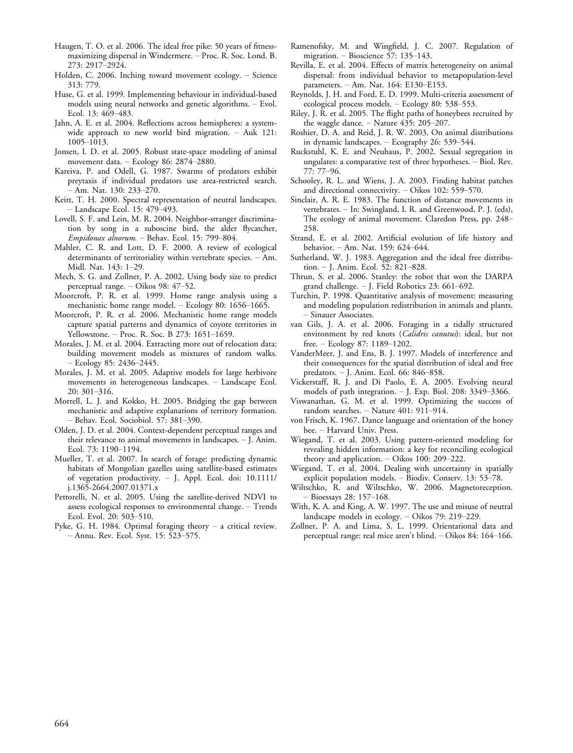Haugen, T. O. et al. 2006. The ideal free pike: 50 years of fitness-maximizing dispersal in Windermere. – Proc. R. Soc. Lond. B. 273: 2917–2924.

Holden, C. 2006. Inching toward movement ecology. – Science 313: 779.

Huse, G. et al. 1999. Implementing behaviour in individual-based models using neural networks and genetic algorithms. – Evol. Ecol. 13: 469–483.

Jahn, A. E. et al. 2004. Reflections across hemispheres: a system-wide approach to new world bird migration. – Auk 121: 1005–1013.

Jonsen, I. D. et al. 2005. Robust state-space modeling of animal movement data. – Ecology 86: 2874–2880.

Kareiva, P. and Odell, G. 1987. Swarms of predators exhibit preytaxis if individual predators use area-restricted search. – Am. Nat. 130: 233–270.

Keitt, T. H. 2000. Spectral representation of neutral landscapes. – Landscape Ecol. 15: 479–493.

Lovell, S. F. and Lein, M. R. 2004. Neighbor-stranger discrimination by song in a suboscine bird, the alder flycatcher, *Empidonax alnorum*. – Behav. Ecol. 15: 799–804.

Mahler, C. R. and Lott, D. F. 2000. A review of ecological determinants of territoriality within vertebrate species. – Am. Midl. Nat. 143: 1–29.

Mech, S. G. and Zollner, P. A. 2002. Using body size to predict perceptual range. – Oikos 98: 47–52.

Moorcroft, P. R. et al. 1999. Home range analysis using a mechanistic home range model. – Ecology 80: 1656–1665.

Moorcroft, P. R. et al. 2006. Mechanistic home range models capture spatial patterns and dynamics of coyote territories in Yellowstone. – Proc. R. Soc. B 273: 1651–1659.

Morales, J. M. et al. 2004. Extracting more out of relocation data: building movement models as mixtures of random walks. – Ecology 85: 2436–2445.

Morales, J. M. et al. 2005. Adaptive models for large herbivore movements in heterogeneous landscapes. – Landscape Ecol. 20: 301–316.

Morrell, L. J. and Kokko, H. 2005. Bridging the gap between mechanistic and adaptive explanations of territory formation. – Behav. Ecol. Sociobiol. 57: 381–390.

Olden, J. D. et al. 2004. Context-dependent perceptual ranges and their relevance to animal movements in landscapes. – J. Anim. Ecol. 73: 1190–1194.

Mueller, T. et al. 2007. In search of forage: predicting dynamic habitats of Mongolian gazelles using satellite-based estimates of vegetation productivity. – J. Appl. Ecol. doi: 10.1111/j.1365-2664.2007.01371.x

Pettorelli, N. et al. 2005. Using the satellite-derived NDVI to assess ecological responses to environmental change. – Trends Ecol. Evol. 20: 503–510.

Pyke, G. H. 1984. Optimal foraging theory – a critical review. – Annu. Rev. Ecol. Syst. 15: 523–575.

Ramenofsky, M. and Wingfield, J. C. 2007. Regulation of migration. – Bioscience 57: 135–143.

Revilla, E. et al. 2004. Effects of matrix heterogeneity on animal dispersal: from individual behavior to metapopulation-level parameters. – Am. Nat. 164: E130–E153.

Reynolds, J. H. and Ford, E. D. 1999. Multi-criteria assessment of ecological process models. – Ecology 80: 538–553.

Riley, J. R. et al. 2005. The flight paths of honeybees recruited by the waggle dance. – Nature 435: 205–207.

Roshier, D. A. and Reid, J. R. W. 2003. On animal distributions in dynamic landscapes. – Ecography 26: 539–544.

Ruckstuhl, K. E. and Neuhaus, P. 2002. Sexual segregation in ungulates: a comparative test of three hypotheses. – Biol. Rev. 77: 77–96.

Schooley, R. L. and Wiens, J. A. 2003. Finding habitat patches and directional connectivity. – Oikos 102: 559–570.

Sinclair, A. R. E. 1983. The function of distance movements in vertebrates. – In: Swingland, I. R. and Greenwood, P. J. (eds), The ecology of animal movement. Claredon Press, pp. 248–258.

Strand, E. et al. 2002. Artificial evolution of life history and behavior. – Am. Nat. 159: 624–644.

Sutherland, W. J. 1983. Aggregation and the ideal free distribution. – J. Anim. Ecol. 52: 821–828.

Thrun, S. et al. 2006. Stanley: the robot that won the DARPA grand challenge. – J. Field Robotics 23: 661–692.

Turchin, P. 1998. Quantitative analysis of movement: measuring and modeling population redistribution in animals and plants. – Sinauer Associates.

van Gils, J. A. et al. 2006. Foraging in a tidally structured environment by red knots (*Calidris canutus*): ideal, but not free. – Ecology 87: 1189–1202.

VanderMeer, J. and Ens, B. J. 1997. Models of interference and their consequences for the spatial distribution of ideal and free predators. – J. Anim. Ecol. 66: 846–858.

Vickerstaff, R. J. and Di Paolo, E. A. 2005. Evolving neural models of path integration. – J. Exp. Biol. 208: 3349–3366.

Viswanathan, G. M. et al. 1999. Optimizing the success of random searches. – Nature 401: 911–914.

von Frisch, K. 1967. Dance language and orientation of the honey bee. – Harvard Univ. Press.

Wiegand, T. et al. 2003. Using pattern-oriented modeling for revealing hidden information: a key for reconciling ecological theory and application. – Oikos 100: 209–222.

Wiegand, T. et al. 2004. Dealing with uncertainty in spatially explicit population models. – Biodiv. Conserv. 13: 53–78.

Wiltschko, R. and Wiltschko, W. 2006. Magnetoreception. – Bioessays 28: 157–168.

With, K. A. and King, A. W. 1997. The use and misuse of neutral landscape models in ecology. – Oikos 79: 219–229.

Zollner, P. A. and Lima, S. L. 1999. Orientational data and perceptual range: real mice aren't blind. – Oikos 84: 164–166.